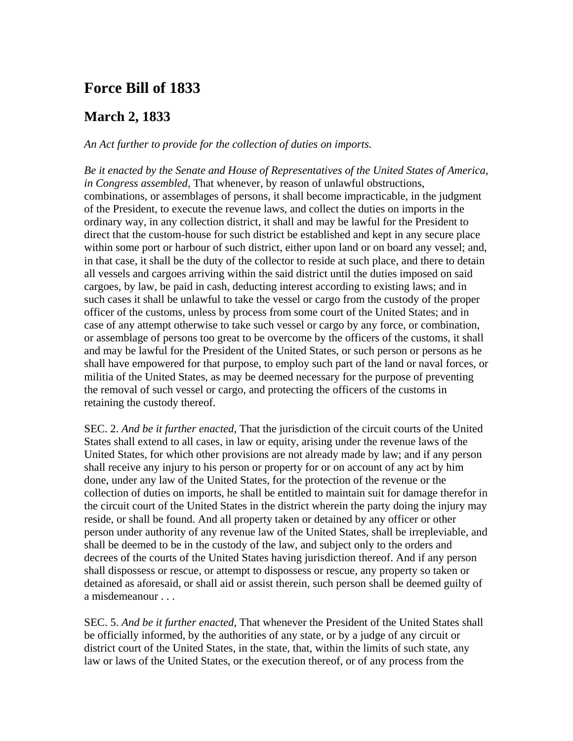# Force Bill of 1833

## March 2, 1833

*An Act further to provide for the collection of duties on imports.*

*Be it enacted by the Senate and House of Representatives of the United States of America, in Congress assembled,* That whenever, by reason of unlawful obstructions, combinations, or assemblages of persons, it shall become impracticable, in the judgment of the President, to execute the revenue laws, and collect the duties on imports in the ordinary way, in any collection district, it shall and may be lawful for the President to direct that the custom-house for such district be established and kept in any secure place within some port or harbour of such district, either upon land or on board any vessel; and, in that case, it shall be the duty of the collector to reside at such place, and there to detain all vessels and cargoes arriving within the said district until the duties imposed on said cargoes, by law, be paid in cash, deducting interest according to existing laws; and in such cases it shall be unlawful to take the vessel or cargo from the custody of the proper officer of the customs, unless by process from some court of the United States; and in case of any attempt otherwise to take such vessel or cargo by any force, or combination, or assemblage of persons too great to be overcome by the officers of the customs, it shall and may be lawful for the President of the United States, or such person or persons as he shall have empowered for that purpose, to employ such part of the land or naval forces, or militia of the United States, as may be deemed necessary for the purpose of preventing the removal of such vessel or cargo, and protecting the officers of the customs in retaining the custody thereof.

SEC. 2. *And be it further enacted,* That the jurisdiction of the circuit courts of the United States shall extend to all cases, in law or equity, arising under the revenue laws of the United States, for which other provisions are not already made by law; and if any person shall receive any injury to his person or property for or on account of any act by him done, under any law of the United States, for the protection of the revenue or the collection of duties on imports, he shall be entitled to maintain suit for damage therefor in the circuit court of the United States in the district wherein the party doing the injury may reside, or shall be found. And all property taken or detained by any officer or other person under authority of any revenue law of the United States, shall be irrepleviable, and shall be deemed to be in the custody of the law, and subject only to the orders and decrees of the courts of the United States having jurisdiction thereof. And if any person shall dispossess or rescue, or attempt to dispossess or rescue, any property so taken or detained as aforesaid, or shall aid or assist therein, such person shall be deemed guilty of a misdemeanour . . .

SEC. 5. *And be it further enacted,* That whenever the President of the United States shall be officially informed, by the authorities of any state, or by a judge of any circuit or district court of the United States, in the state, that, within the limits of such state, any law or laws of the United States, or the execution thereof, or of any process from the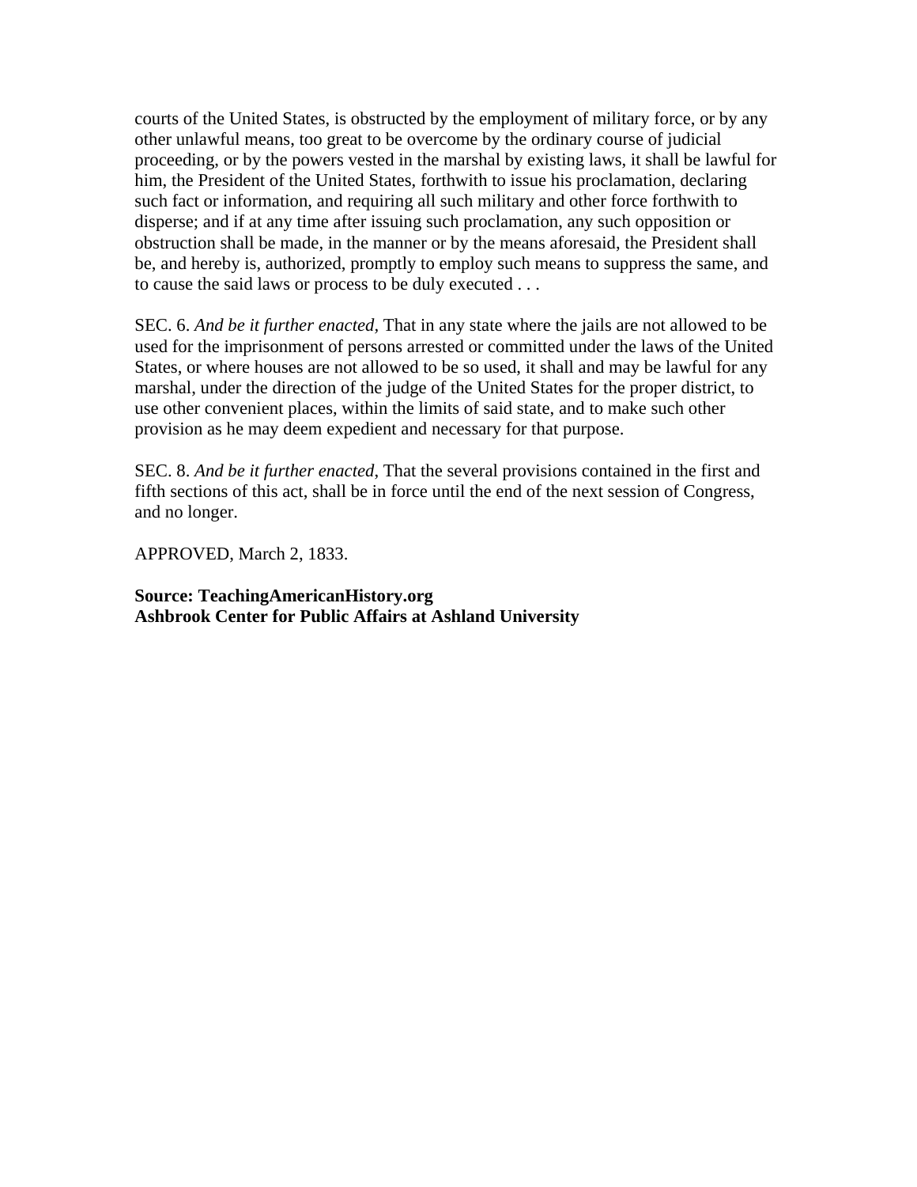courts of the United States, is obstructed by the employment of military force, or by any other unlawful means, too great to be overcome by the ordinary course of judicial proceeding, or by the powers vested in the marshal by existing laws, it shall be lawful for him, the President of the United States, forthwith to issue his proclamation, declaring such fact or information, and requiring all such military and other force forthwith to disperse; and if at any time after issuing such proclamation, any such opposition or obstruction shall be made, in the manner or by the means aforesaid, the President shall be, and hereby is, authorized, promptly to employ such means to suppress the same, and to cause the said laws or process to be duly executed . . .

SEC. 6. *And be it further enacted*, That in any state where the jails are not allowed to be used for the imprisonment of persons arrested or committed under the laws of the United States, or where houses are not allowed to be so used, it shall and may be lawful for any marshal, under the direction of the judge of the United States for the proper district, to use other convenient places, within the limits of said state, and to make such other provision as he may deem expedient and necessary for that purpose.

SEC. 8. *And be it further enacted*, That the several provisions contained in the first and fifth sections of this act, shall be in force until the end of the next session of Congress, and no longer.

APPROVED, March 2, 1833.

**Source: TeachingAmericanHistory.org**
**Ashbrook Center for Public Affairs at Ashland University**